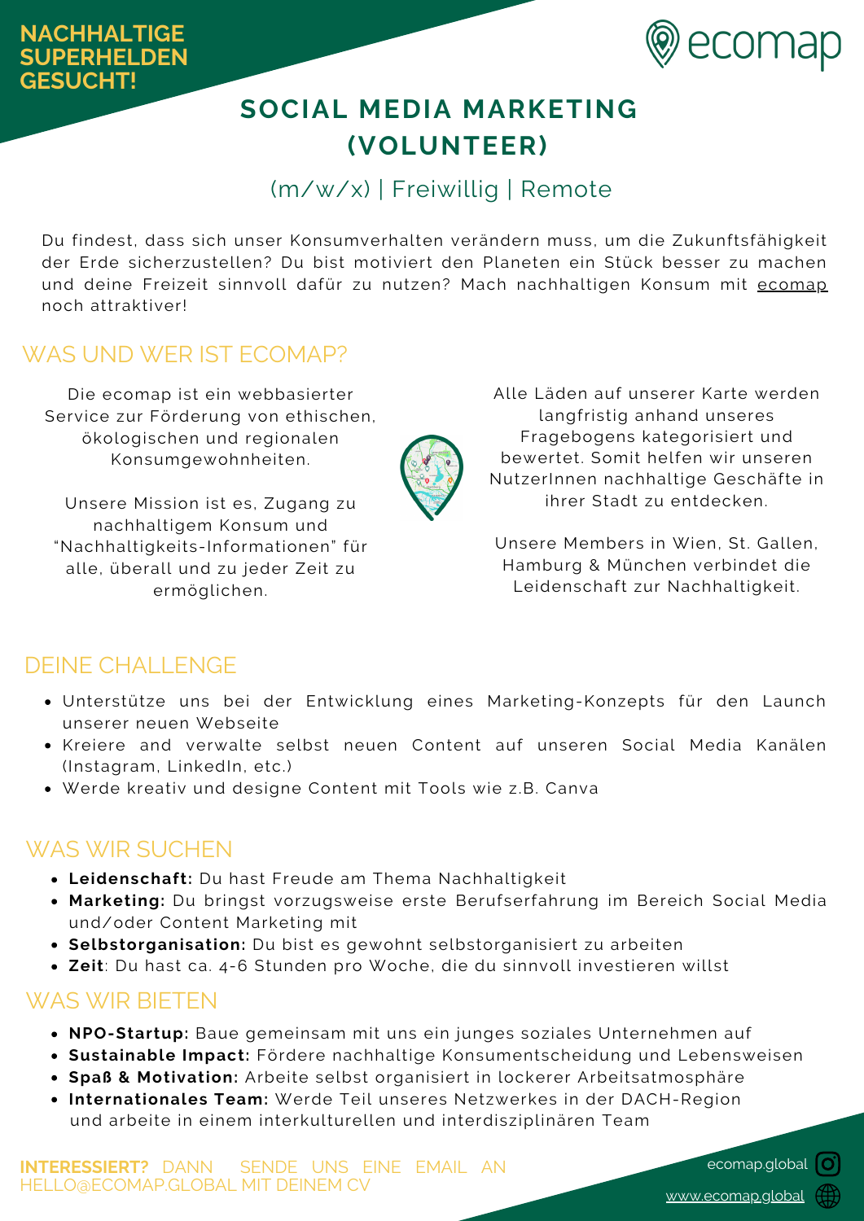**NACHHALTIGE SUPERHELDEN GESUCHT!**

ecomap

# SOCIAL MEDIA MARKETING (VOLUNTEER)

(m/w/x) | Freiwillig | Remote

Du findest, dass sich unser Konsumverhalten verändern muss, um die Zukunftsfähigkeit der Erde sicherzustellen? Du bist motiviert den Planeten ein Stück besser zu machen und deine Freizeit sinnvoll dafür zu nutzen? Mach nachhaltigen Konsum mit ecomap noch attraktiver!

## WAS UND WER IST ECOMAP?

Die ecomap ist ein webbasierter Service zur Förderung von ethischen, ökologischen und regionalen Konsumgewohnheiten.

Unsere Mission ist es, Zugang zu nachhaltigem Konsum und "Nachhaltigkeits-Informationen" für alle, überall und zu jeder Zeit zu ermöglichen.

Alle Läden auf unserer Karte werden langfristig anhand unseres Fragebogens kategorisiert und bewertet. Somit helfen wir unseren NutzerInnen nachhaltige Geschäfte in ihrer Stadt zu entdecken.

Unsere Members in Wien, St. Gallen, Hamburg & München verbindet die Leidenschaft zur Nachhaltigkeit.

## DEINE CHALLENGE

- Unterstütze uns bei der Entwicklung eines Marketing-Konzepts für den Launch unserer neuen Webseite
- Kreiere and verwalte selbst neuen Content auf unseren Social Media Kanälen (Instagram, LinkedIn, etc.)
- Werde kreativ und designe Content mit Tools wie z.B. Canva

## WAS WIR SUCHEN

- **Leidenschaft:** Du hast Freude am Thema Nachhaltigkeit
- **Marketing:** Du bringst vorzugsweise erste Berufserfahrung im Bereich Social Media und/oder Content Marketing mit
- **Selbstorganisation:** Du bist es gewohnt selbstorganisiert zu arbeiten
- **Zeit**: Du hast ca. 4-6 Stunden pro Woche, die du sinnvoll investieren willst

## WAS WIR BIETEN

- **NPO-Startup:** Baue gemeinsam mit uns ein junges soziales Unternehmen auf
- **Sustainable Impact:** Fördere nachhaltige Konsumentscheidung und Lebensweisen
- **Spaß & Motivation:** Arbeite selbst organisiert in lockerer Arbeitsatmosphäre
- **Internationales Team:** Werde Teil unseres Netzwerkes in der DACH-Region und arbeite in einem interkulturellen und interdisziplinären Team

**INTERESSIERT?** DANN SENDE UNS EINE EMAIL AN HELLO@ECOMAP.GLOBAL MIT DEINEM CV

ecomap.global

www.ecomap.global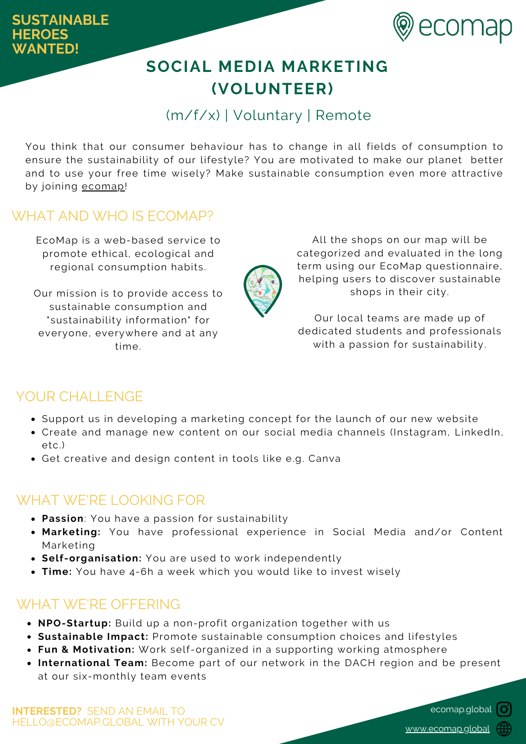**SUSTAINABLE HEROES WANTED!**

ecomap

# SOCIAL MEDIA MARKETING (VOLUNTEER)

(m/f/x) | Voluntary | Remote

You think that our consumer behaviour has to change in all fields of consumption to ensure the sustainability of our lifestyle? You are motivated to make our planet better and to use your free time wisely? Make sustainable consumption even more attractive by joining ecomap!

## WHAT AND WHO IS ECOMAP?

EcoMap is a web-based service to promote ethical, ecological and regional consumption habits.

Our mission is to provide access to sustainable consumption and "sustainability information" for everyone, everywhere and at any time.

All the shops on our map will be categorized and evaluated in the long term using our EcoMap questionnaire, helping users to discover sustainable shops in their city.

Our local teams are made up of dedicated students and professionals with a passion for sustainability.

## YOUR CHALLENGE

- Support us in developing a marketing concept for the launch of our new website
- Create and manage new content on our social media channels (Instagram, LinkedIn, etc.)
- Get creative and design content in tools like e.g. Canva

## WHAT WE'RE LOOKING FOR

- **Passion**: You have a passion for sustainability
- **Marketing:** You have professional experience in Social Media and/or Content Marketing
- **Self-organisation:** You are used to work independently
- **Time:** You have 4-6h a week which you would like to invest wisely

## WHAT WE'RE OFFERING

- **NPO-Startup:** Build up a non-profit organization together with us
- **Sustainable Impact:** Promote sustainable consumption choices and lifestyles
- **Fun & Motivation:** Work self-organized in a supporting working atmosphere
- **International Team:** Become part of our network in the DACH region and be present at our six-monthly team events

**INTERESTED?** SEND AN EMAIL TO HELLO@ECOMAP.GLOBAL WITH YOUR CV

ecomap.global

www.ecomap.global